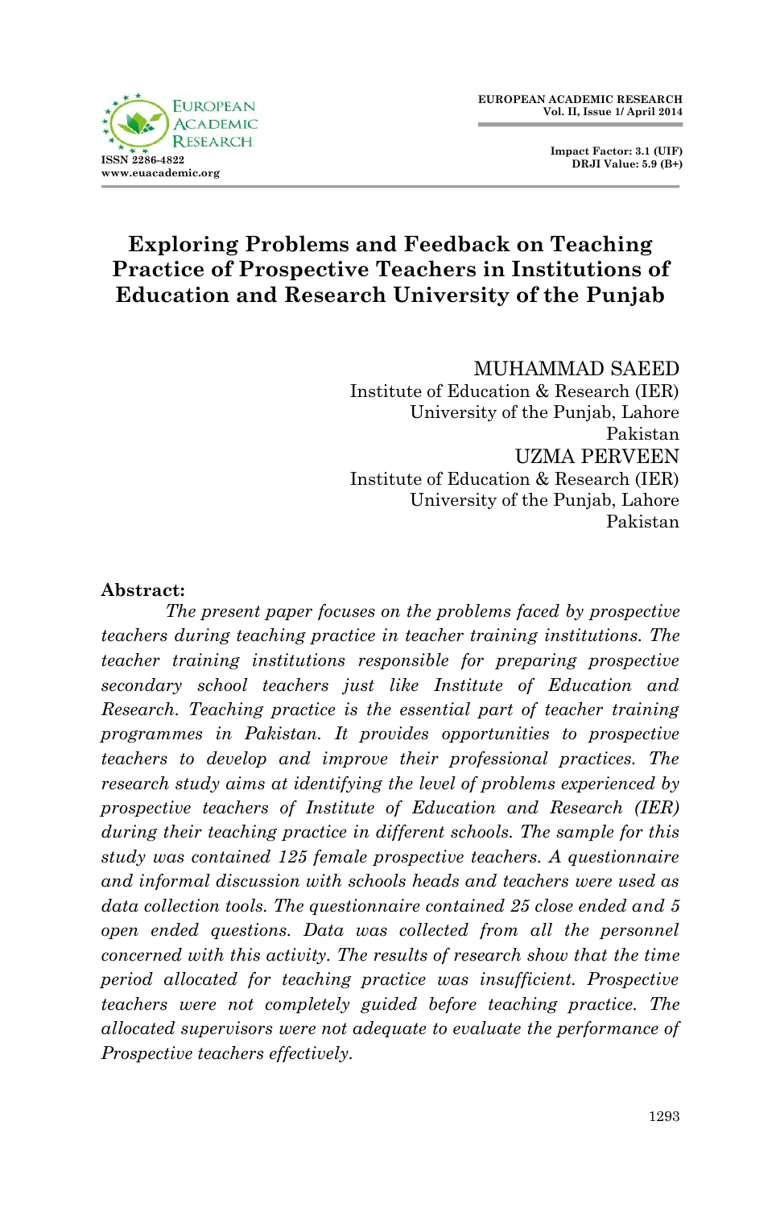# Exploring Problems and Feedback on Teaching Practice of Prospective Teachers in Institutions of Education and Research University of the Punjab

MUHAMMAD SAEED
Institute of Education & Research (IER)
University of the Punjab, Lahore
Pakistan

UZMA PERVEEN
Institute of Education & Research (IER)
University of the Punjab, Lahore
Pakistan

**Abstract:**

*The present paper focuses on the problems faced by prospective teachers during teaching practice in teacher training institutions. The teacher training institutions responsible for preparing prospective secondary school teachers just like Institute of Education and Research. Teaching practice is the essential part of teacher training programmes in Pakistan. It provides opportunities to prospective teachers to develop and improve their professional practices. The research study aims at identifying the level of problems experienced by prospective teachers of Institute of Education and Research (IER) during their teaching practice in different schools. The sample for this study was contained 125 female prospective teachers. A questionnaire and informal discussion with schools heads and teachers were used as data collection tools. The questionnaire contained 25 close ended and 5 open ended questions. Data was collected from all the personnel concerned with this activity. The results of research show that the time period allocated for teaching practice was insufficient. Prospective teachers were not completely guided before teaching practice. The allocated supervisors were not adequate to evaluate the performance of Prospective teachers effectively.*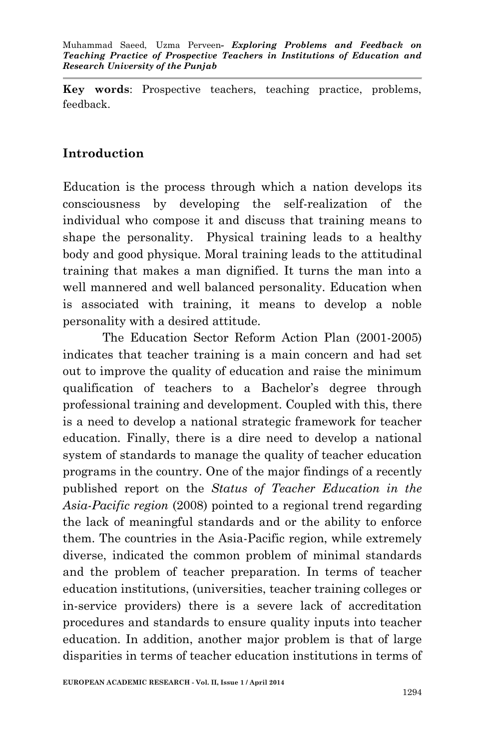**Key words**: Prospective teachers, teaching practice, problems, feedback.

## Introduction

Education is the process through which a nation develops its consciousness by developing the self-realization of the individual who compose it and discuss that training means to shape the personality. Physical training leads to a healthy body and good physique. Moral training leads to the attitudinal training that makes a man dignified. It turns the man into a well mannered and well balanced personality. Education when is associated with training, it means to develop a noble personality with a desired attitude.

The Education Sector Reform Action Plan (2001-2005) indicates that teacher training is a main concern and had set out to improve the quality of education and raise the minimum qualification of teachers to a Bachelor's degree through professional training and development. Coupled with this, there is a need to develop a national strategic framework for teacher education. Finally, there is a dire need to develop a national system of standards to manage the quality of teacher education programs in the country. One of the major findings of a recently published report on the *Status of Teacher Education in the Asia-Pacific region* (2008) pointed to a regional trend regarding the lack of meaningful standards and or the ability to enforce them. The countries in the Asia-Pacific region, while extremely diverse, indicated the common problem of minimal standards and the problem of teacher preparation. In terms of teacher education institutions, (universities, teacher training colleges or in-service providers) there is a severe lack of accreditation procedures and standards to ensure quality inputs into teacher education. In addition, another major problem is that of large disparities in terms of teacher education institutions in terms of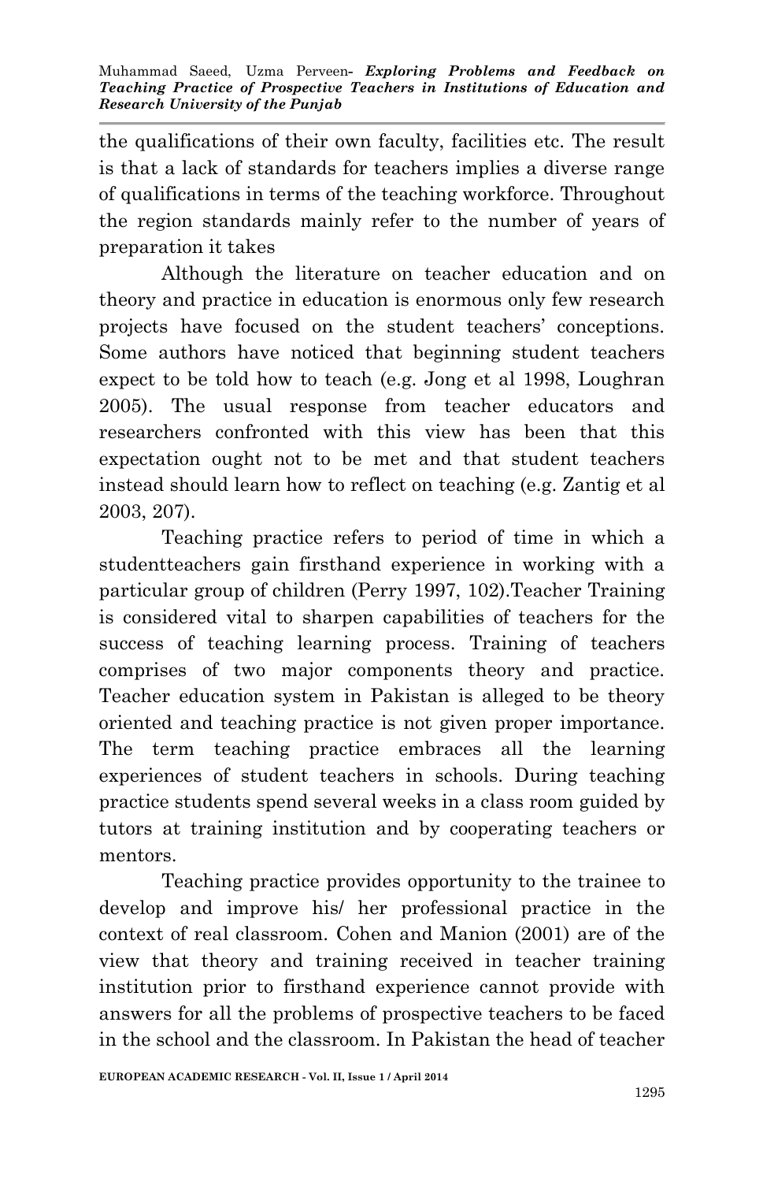the qualifications of their own faculty, facilities etc. The result is that a lack of standards for teachers implies a diverse range of qualifications in terms of the teaching workforce. Throughout the region standards mainly refer to the number of years of preparation it takes

Although the literature on teacher education and on theory and practice in education is enormous only few research projects have focused on the student teachers' conceptions. Some authors have noticed that beginning student teachers expect to be told how to teach (e.g. Jong et al 1998, Loughran 2005). The usual response from teacher educators and researchers confronted with this view has been that this expectation ought not to be met and that student teachers instead should learn how to reflect on teaching (e.g. Zantig et al 2003, 207).

Teaching practice refers to period of time in which a studentteachers gain firsthand experience in working with a particular group of children (Perry 1997, 102).Teacher Training is considered vital to sharpen capabilities of teachers for the success of teaching learning process. Training of teachers comprises of two major components theory and practice. Teacher education system in Pakistan is alleged to be theory oriented and teaching practice is not given proper importance. The term teaching practice embraces all the learning experiences of student teachers in schools. During teaching practice students spend several weeks in a class room guided by tutors at training institution and by cooperating teachers or mentors.

Teaching practice provides opportunity to the trainee to develop and improve his/ her professional practice in the context of real classroom. Cohen and Manion (2001) are of the view that theory and training received in teacher training institution prior to firsthand experience cannot provide with answers for all the problems of prospective teachers to be faced in the school and the classroom. In Pakistan the head of teacher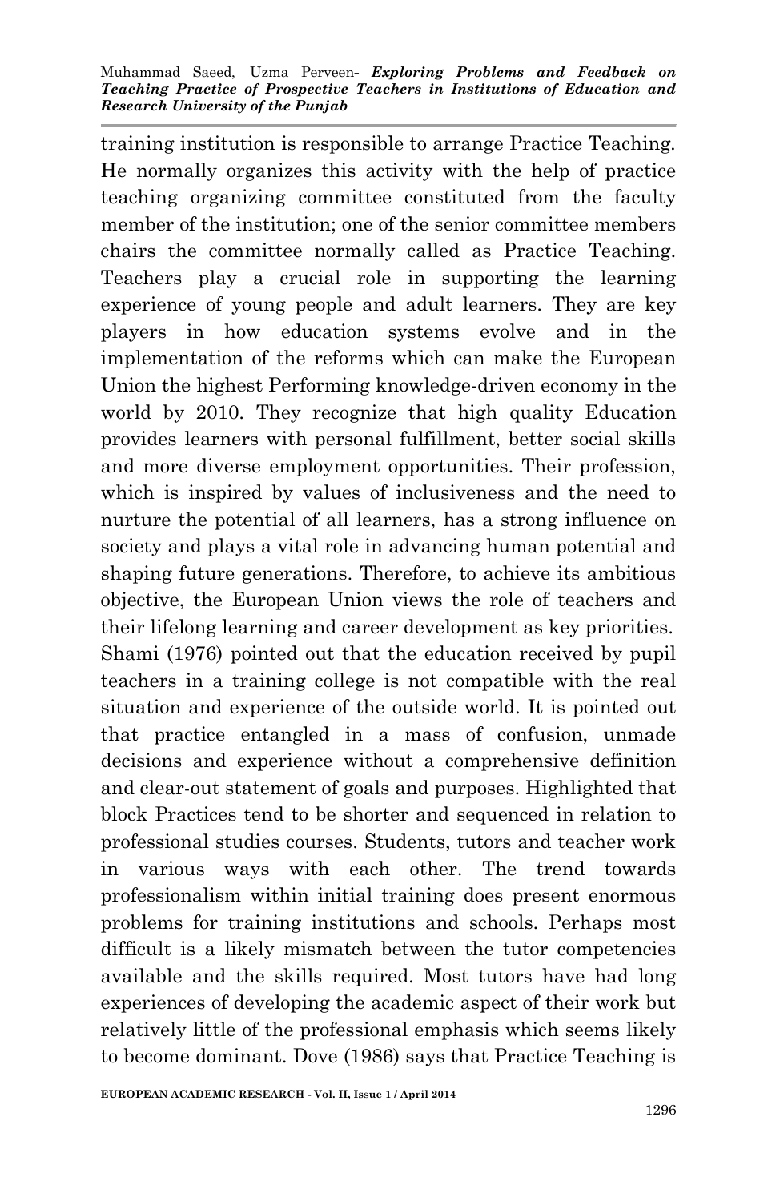training institution is responsible to arrange Practice Teaching. He normally organizes this activity with the help of practice teaching organizing committee constituted from the faculty member of the institution; one of the senior committee members chairs the committee normally called as Practice Teaching. Teachers play a crucial role in supporting the learning experience of young people and adult learners. They are key players in how education systems evolve and in the implementation of the reforms which can make the European Union the highest Performing knowledge-driven economy in the world by 2010. They recognize that high quality Education provides learners with personal fulfillment, better social skills and more diverse employment opportunities. Their profession, which is inspired by values of inclusiveness and the need to nurture the potential of all learners, has a strong influence on society and plays a vital role in advancing human potential and shaping future generations. Therefore, to achieve its ambitious objective, the European Union views the role of teachers and their lifelong learning and career development as key priorities. Shami (1976) pointed out that the education received by pupil teachers in a training college is not compatible with the real situation and experience of the outside world. It is pointed out that practice entangled in a mass of confusion, unmade decisions and experience without a comprehensive definition and clear-out statement of goals and purposes. Highlighted that block Practices tend to be shorter and sequenced in relation to professional studies courses. Students, tutors and teacher work in various ways with each other. The trend towards professionalism within initial training does present enormous problems for training institutions and schools. Perhaps most difficult is a likely mismatch between the tutor competencies available and the skills required. Most tutors have had long experiences of developing the academic aspect of their work but relatively little of the professional emphasis which seems likely to become dominant. Dove (1986) says that Practice Teaching is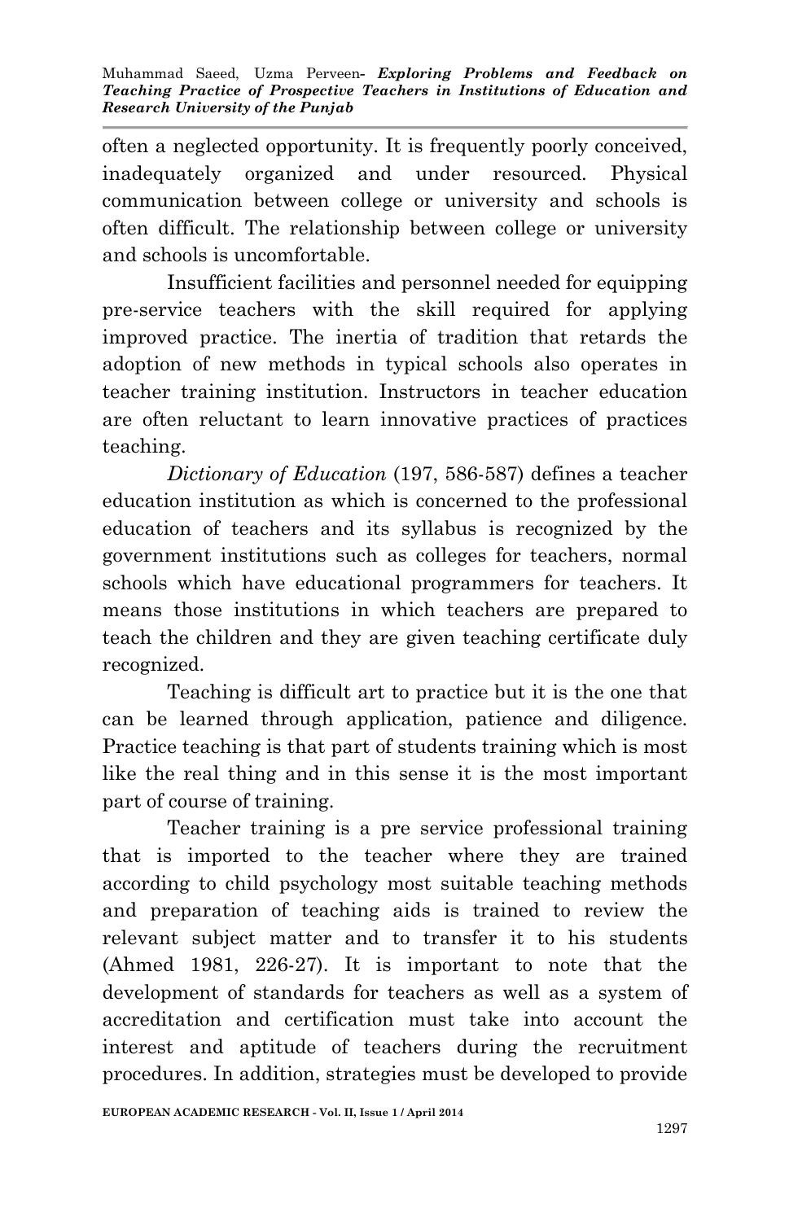often a neglected opportunity. It is frequently poorly conceived, inadequately organized and under resourced. Physical communication between college or university and schools is often difficult. The relationship between college or university and schools is uncomfortable.

Insufficient facilities and personnel needed for equipping pre-service teachers with the skill required for applying improved practice. The inertia of tradition that retards the adoption of new methods in typical schools also operates in teacher training institution. Instructors in teacher education are often reluctant to learn innovative practices of practices teaching.

*Dictionary of Education* (197, 586-587) defines a teacher education institution as which is concerned to the professional education of teachers and its syllabus is recognized by the government institutions such as colleges for teachers, normal schools which have educational programmers for teachers. It means those institutions in which teachers are prepared to teach the children and they are given teaching certificate duly recognized.

Teaching is difficult art to practice but it is the one that can be learned through application, patience and diligence. Practice teaching is that part of students training which is most like the real thing and in this sense it is the most important part of course of training.

Teacher training is a pre service professional training that is imported to the teacher where they are trained according to child psychology most suitable teaching methods and preparation of teaching aids is trained to review the relevant subject matter and to transfer it to his students (Ahmed 1981, 226-27). It is important to note that the development of standards for teachers as well as a system of accreditation and certification must take into account the interest and aptitude of teachers during the recruitment procedures. In addition, strategies must be developed to provide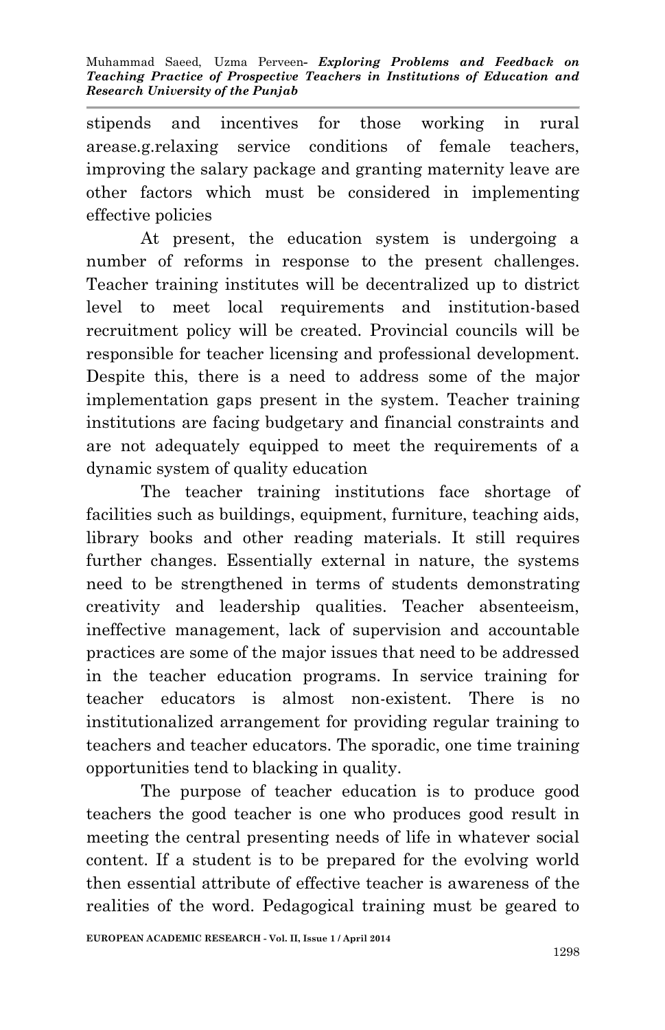stipends and incentives for those working in rural arease.g.relaxing service conditions of female teachers, improving the salary package and granting maternity leave are other factors which must be considered in implementing effective policies

At present, the education system is undergoing a number of reforms in response to the present challenges. Teacher training institutes will be decentralized up to district level to meet local requirements and institution-based recruitment policy will be created. Provincial councils will be responsible for teacher licensing and professional development. Despite this, there is a need to address some of the major implementation gaps present in the system. Teacher training institutions are facing budgetary and financial constraints and are not adequately equipped to meet the requirements of a dynamic system of quality education

The teacher training institutions face shortage of facilities such as buildings, equipment, furniture, teaching aids, library books and other reading materials. It still requires further changes. Essentially external in nature, the systems need to be strengthened in terms of students demonstrating creativity and leadership qualities. Teacher absenteeism, ineffective management, lack of supervision and accountable practices are some of the major issues that need to be addressed in the teacher education programs. In service training for teacher educators is almost non-existent. There is no institutionalized arrangement for providing regular training to teachers and teacher educators. The sporadic, one time training opportunities tend to blacking in quality.

The purpose of teacher education is to produce good teachers the good teacher is one who produces good result in meeting the central presenting needs of life in whatever social content. If a student is to be prepared for the evolving world then essential attribute of effective teacher is awareness of the realities of the word. Pedagogical training must be geared to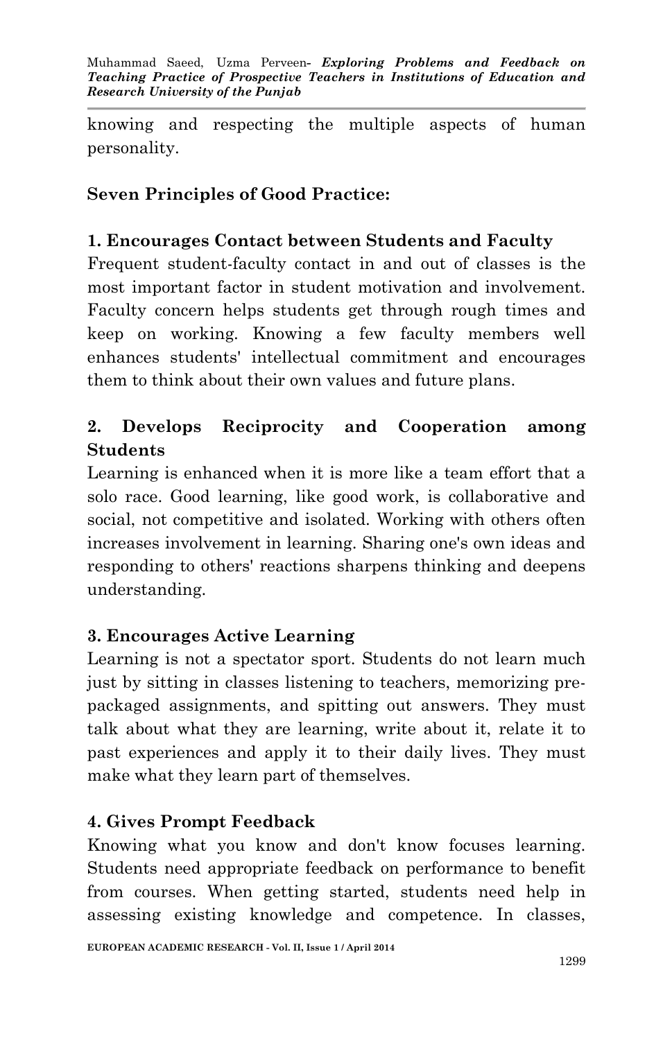knowing and respecting the multiple aspects of human personality.

**Seven Principles of Good Practice:**

**1. Encourages Contact between Students and Faculty**

Frequent student-faculty contact in and out of classes is the most important factor in student motivation and involvement. Faculty concern helps students get through rough times and keep on working. Knowing a few faculty members well enhances students' intellectual commitment and encourages them to think about their own values and future plans.

**2. Develops Reciprocity and Cooperation among Students**

Learning is enhanced when it is more like a team effort that a solo race. Good learning, like good work, is collaborative and social, not competitive and isolated. Working with others often increases involvement in learning. Sharing one's own ideas and responding to others' reactions sharpens thinking and deepens understanding.

**3. Encourages Active Learning**

Learning is not a spectator sport. Students do not learn much just by sitting in classes listening to teachers, memorizing pre-packaged assignments, and spitting out answers. They must talk about what they are learning, write about it, relate it to past experiences and apply it to their daily lives. They must make what they learn part of themselves.

**4. Gives Prompt Feedback**

Knowing what you know and don't know focuses learning. Students need appropriate feedback on performance to benefit from courses. When getting started, students need help in assessing existing knowledge and competence. In classes,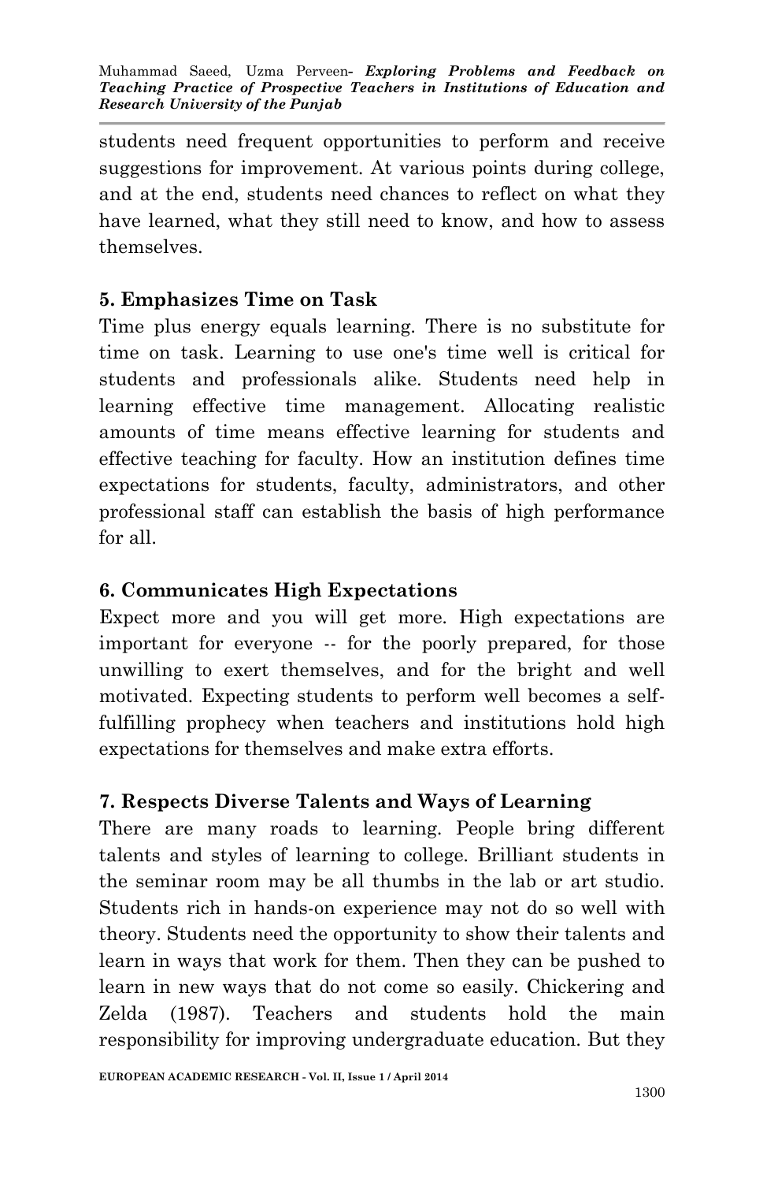students need frequent opportunities to perform and receive suggestions for improvement. At various points during college, and at the end, students need chances to reflect on what they have learned, what they still need to know, and how to assess themselves.

### 5. Emphasizes Time on Task

Time plus energy equals learning. There is no substitute for time on task. Learning to use one's time well is critical for students and professionals alike. Students need help in learning effective time management. Allocating realistic amounts of time means effective learning for students and effective teaching for faculty. How an institution defines time expectations for students, faculty, administrators, and other professional staff can establish the basis of high performance for all.

### 6. Communicates High Expectations

Expect more and you will get more. High expectations are important for everyone -- for the poorly prepared, for those unwilling to exert themselves, and for the bright and well motivated. Expecting students to perform well becomes a self-fulfilling prophecy when teachers and institutions hold high expectations for themselves and make extra efforts.

### 7. Respects Diverse Talents and Ways of Learning

There are many roads to learning. People bring different talents and styles of learning to college. Brilliant students in the seminar room may be all thumbs in the lab or art studio. Students rich in hands-on experience may not do so well with theory. Students need the opportunity to show their talents and learn in ways that work for them. Then they can be pushed to learn in new ways that do not come so easily. Chickering and Zelda (1987). Teachers and students hold the main responsibility for improving undergraduate education. But they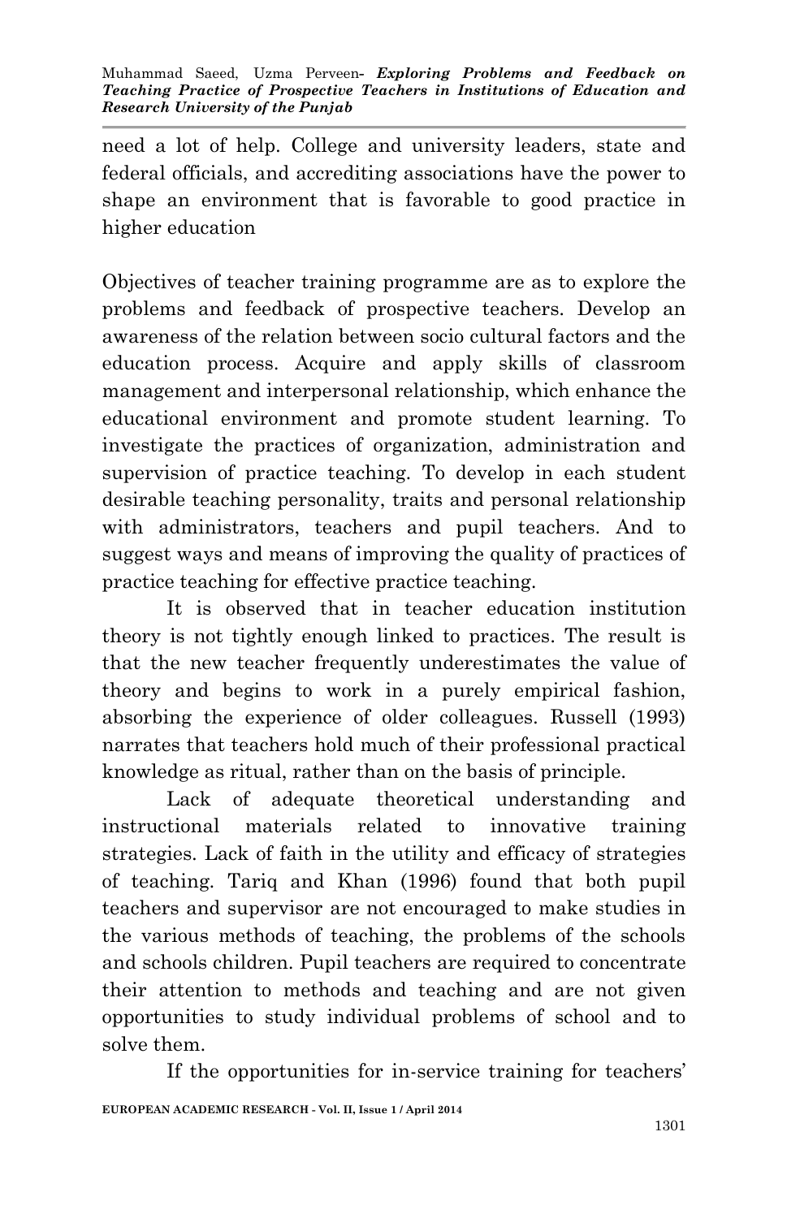need a lot of help. College and university leaders, state and federal officials, and accrediting associations have the power to shape an environment that is favorable to good practice in higher education

Objectives of teacher training programme are as to explore the problems and feedback of prospective teachers. Develop an awareness of the relation between socio cultural factors and the education process. Acquire and apply skills of classroom management and interpersonal relationship, which enhance the educational environment and promote student learning. To investigate the practices of organization, administration and supervision of practice teaching. To develop in each student desirable teaching personality, traits and personal relationship with administrators, teachers and pupil teachers. And to suggest ways and means of improving the quality of practices of practice teaching for effective practice teaching.

It is observed that in teacher education institution theory is not tightly enough linked to practices. The result is that the new teacher frequently underestimates the value of theory and begins to work in a purely empirical fashion, absorbing the experience of older colleagues. Russell (1993) narrates that teachers hold much of their professional practical knowledge as ritual, rather than on the basis of principle.

Lack of adequate theoretical understanding and instructional materials related to innovative training strategies. Lack of faith in the utility and efficacy of strategies of teaching. Tariq and Khan (1996) found that both pupil teachers and supervisor are not encouraged to make studies in the various methods of teaching, the problems of the schools and schools children. Pupil teachers are required to concentrate their attention to methods and teaching and are not given opportunities to study individual problems of school and to solve them.

If the opportunities for in-service training for teachers'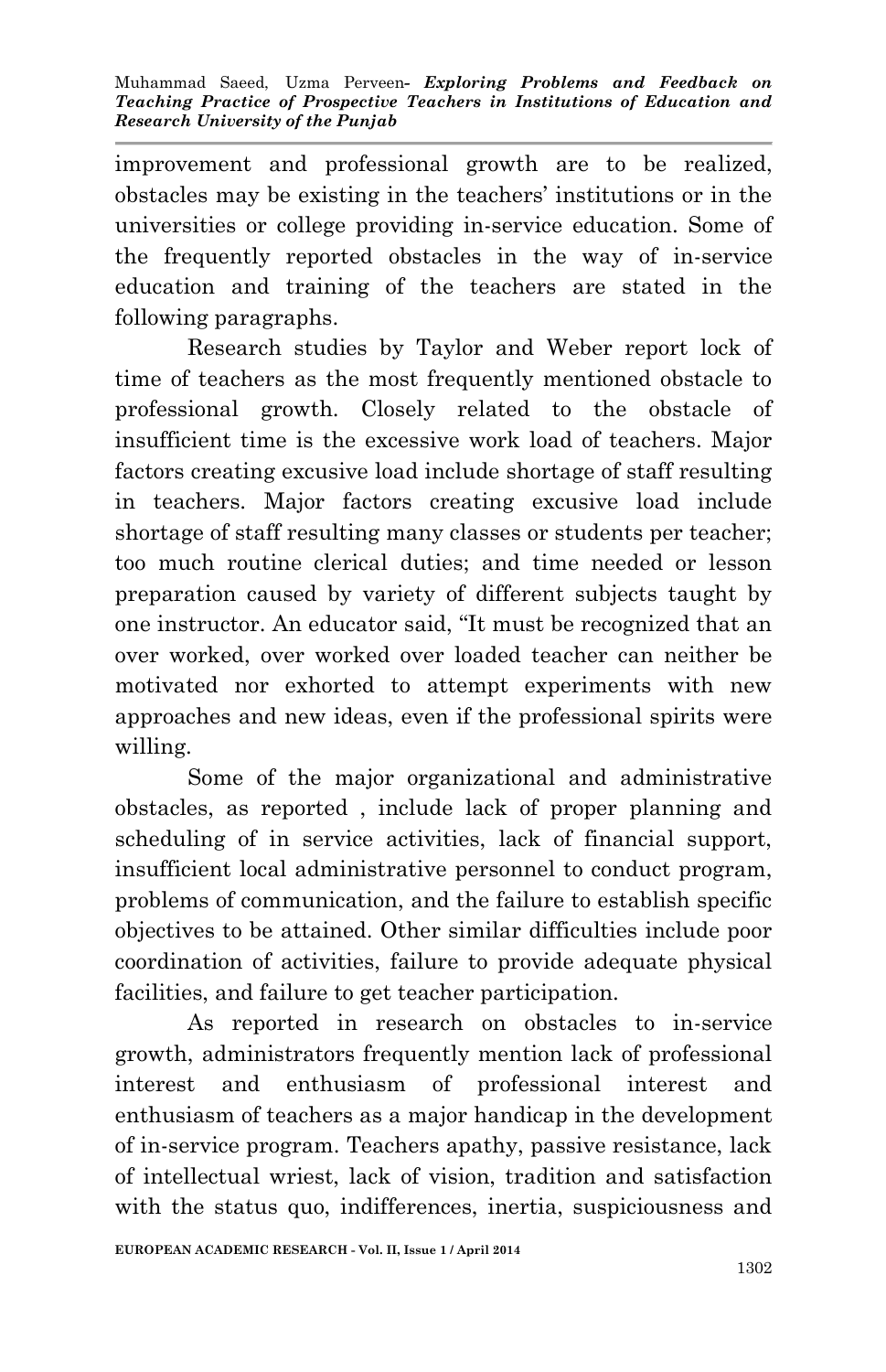improvement and professional growth are to be realized, obstacles may be existing in the teachers' institutions or in the universities or college providing in-service education. Some of the frequently reported obstacles in the way of in-service education and training of the teachers are stated in the following paragraphs.

Research studies by Taylor and Weber report lock of time of teachers as the most frequently mentioned obstacle to professional growth. Closely related to the obstacle of insufficient time is the excessive work load of teachers. Major factors creating excusive load include shortage of staff resulting in teachers. Major factors creating excusive load include shortage of staff resulting many classes or students per teacher; too much routine clerical duties; and time needed or lesson preparation caused by variety of different subjects taught by one instructor. An educator said, "It must be recognized that an over worked, over worked over loaded teacher can neither be motivated nor exhorted to attempt experiments with new approaches and new ideas, even if the professional spirits were willing.

Some of the major organizational and administrative obstacles, as reported , include lack of proper planning and scheduling of in service activities, lack of financial support, insufficient local administrative personnel to conduct program, problems of communication, and the failure to establish specific objectives to be attained. Other similar difficulties include poor coordination of activities, failure to provide adequate physical facilities, and failure to get teacher participation.

As reported in research on obstacles to in-service growth, administrators frequently mention lack of professional interest and enthusiasm of professional interest and enthusiasm of teachers as a major handicap in the development of in-service program. Teachers apathy, passive resistance, lack of intellectual wriest, lack of vision, tradition and satisfaction with the status quo, indifferences, inertia, suspiciousness and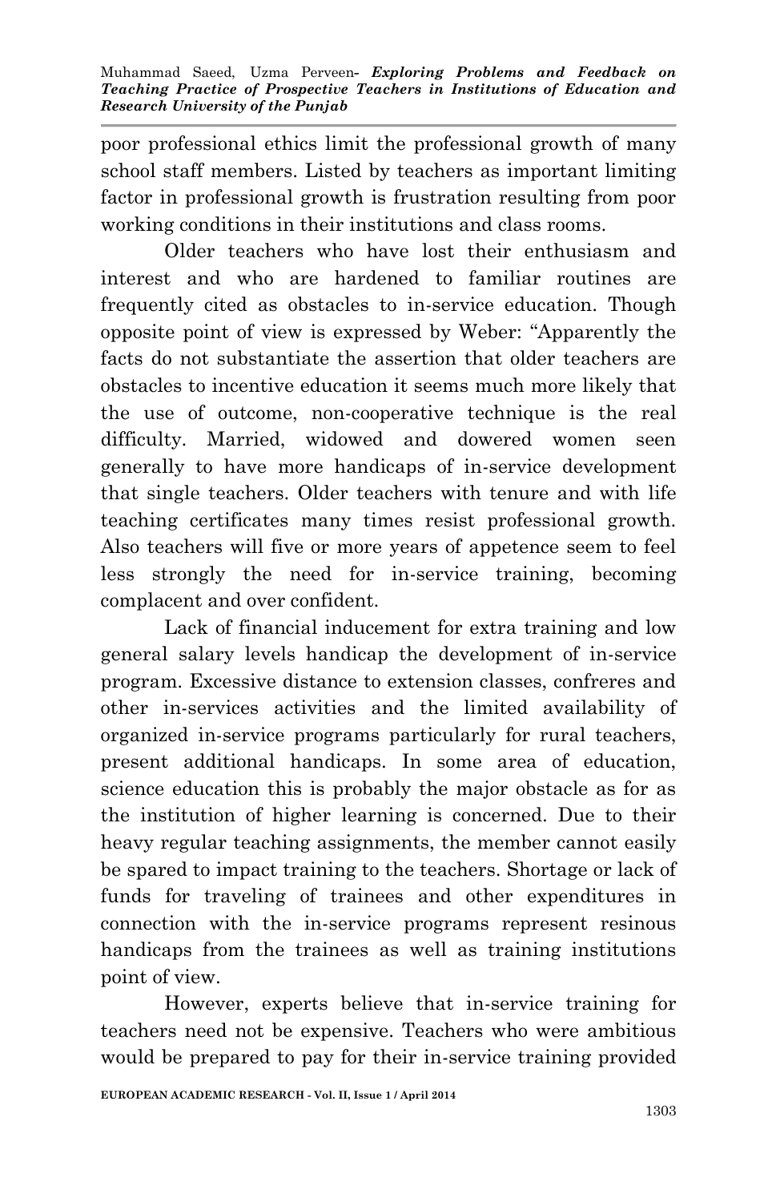poor professional ethics limit the professional growth of many school staff members. Listed by teachers as important limiting factor in professional growth is frustration resulting from poor working conditions in their institutions and class rooms.

Older teachers who have lost their enthusiasm and interest and who are hardened to familiar routines are frequently cited as obstacles to in-service education. Though opposite point of view is expressed by Weber: "Apparently the facts do not substantiate the assertion that older teachers are obstacles to incentive education it seems much more likely that the use of outcome, non-cooperative technique is the real difficulty. Married, widowed and dowered women seen generally to have more handicaps of in-service development that single teachers. Older teachers with tenure and with life teaching certificates many times resist professional growth. Also teachers will five or more years of appetence seem to feel less strongly the need for in-service training, becoming complacent and over confident.

Lack of financial inducement for extra training and low general salary levels handicap the development of in-service program. Excessive distance to extension classes, confreres and other in-services activities and the limited availability of organized in-service programs particularly for rural teachers, present additional handicaps. In some area of education, science education this is probably the major obstacle as for as the institution of higher learning is concerned. Due to their heavy regular teaching assignments, the member cannot easily be spared to impact training to the teachers. Shortage or lack of funds for traveling of trainees and other expenditures in connection with the in-service programs represent resinous handicaps from the trainees as well as training institutions point of view.

However, experts believe that in-service training for teachers need not be expensive. Teachers who were ambitious would be prepared to pay for their in-service training provided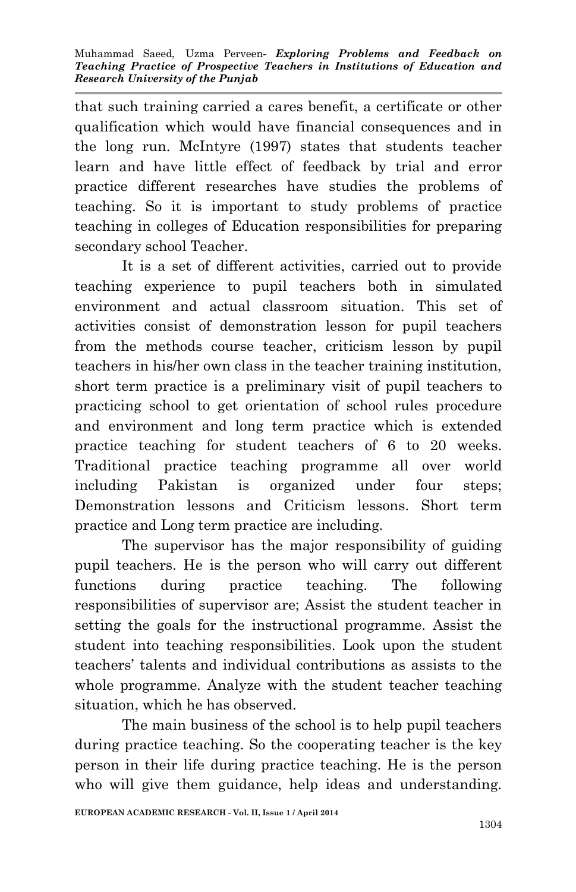that such training carried a cares benefit, a certificate or other qualification which would have financial consequences and in the long run. McIntyre (1997) states that students teacher learn and have little effect of feedback by trial and error practice different researches have studies the problems of teaching. So it is important to study problems of practice teaching in colleges of Education responsibilities for preparing secondary school Teacher.

It is a set of different activities, carried out to provide teaching experience to pupil teachers both in simulated environment and actual classroom situation. This set of activities consist of demonstration lesson for pupil teachers from the methods course teacher, criticism lesson by pupil teachers in his/her own class in the teacher training institution, short term practice is a preliminary visit of pupil teachers to practicing school to get orientation of school rules procedure and environment and long term practice which is extended practice teaching for student teachers of 6 to 20 weeks. Traditional practice teaching programme all over world including Pakistan is organized under four steps; Demonstration lessons and Criticism lessons. Short term practice and Long term practice are including.

The supervisor has the major responsibility of guiding pupil teachers. He is the person who will carry out different functions during practice teaching. The following responsibilities of supervisor are; Assist the student teacher in setting the goals for the instructional programme. Assist the student into teaching responsibilities. Look upon the student teachers' talents and individual contributions as assists to the whole programme. Analyze with the student teacher teaching situation, which he has observed.

The main business of the school is to help pupil teachers during practice teaching. So the cooperating teacher is the key person in their life during practice teaching. He is the person who will give them guidance, help ideas and understanding.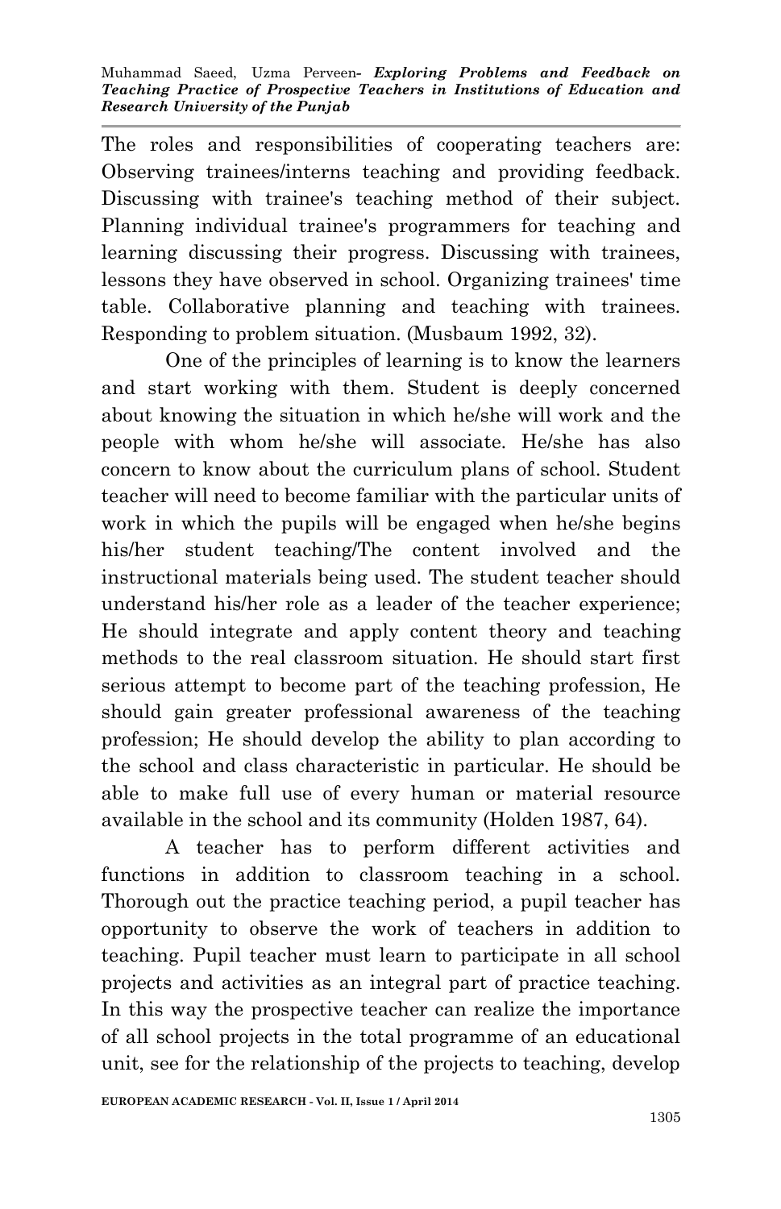The roles and responsibilities of cooperating teachers are: Observing trainees/interns teaching and providing feedback. Discussing with trainee's teaching method of their subject. Planning individual trainee's programmers for teaching and learning discussing their progress. Discussing with trainees, lessons they have observed in school. Organizing trainees' time table. Collaborative planning and teaching with trainees. Responding to problem situation. (Musbaum 1992, 32).

One of the principles of learning is to know the learners and start working with them. Student is deeply concerned about knowing the situation in which he/she will work and the people with whom he/she will associate. He/she has also concern to know about the curriculum plans of school. Student teacher will need to become familiar with the particular units of work in which the pupils will be engaged when he/she begins his/her student teaching/The content involved and the instructional materials being used. The student teacher should understand his/her role as a leader of the teacher experience; He should integrate and apply content theory and teaching methods to the real classroom situation. He should start first serious attempt to become part of the teaching profession, He should gain greater professional awareness of the teaching profession; He should develop the ability to plan according to the school and class characteristic in particular. He should be able to make full use of every human or material resource available in the school and its community (Holden 1987, 64).

A teacher has to perform different activities and functions in addition to classroom teaching in a school. Thorough out the practice teaching period, a pupil teacher has opportunity to observe the work of teachers in addition to teaching. Pupil teacher must learn to participate in all school projects and activities as an integral part of practice teaching. In this way the prospective teacher can realize the importance of all school projects in the total programme of an educational unit, see for the relationship of the projects to teaching, develop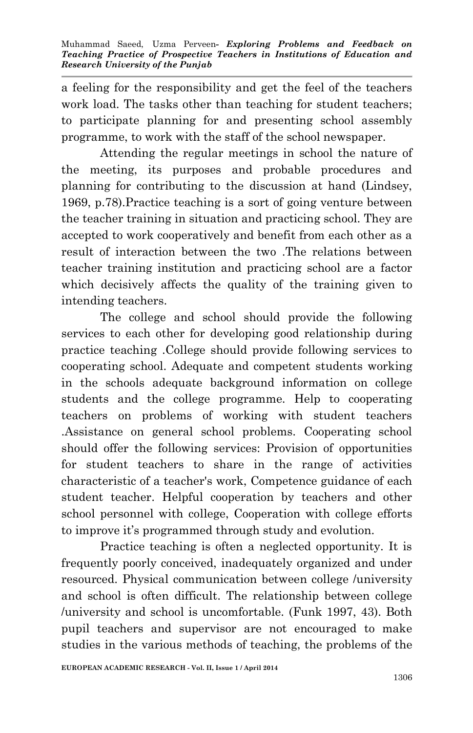a feeling for the responsibility and get the feel of the teachers work load. The tasks other than teaching for student teachers; to participate planning for and presenting school assembly programme, to work with the staff of the school newspaper.

Attending the regular meetings in school the nature of the meeting, its purposes and probable procedures and planning for contributing to the discussion at hand (Lindsey, 1969, p.78).Practice teaching is a sort of going venture between the teacher training in situation and practicing school. They are accepted to work cooperatively and benefit from each other as a result of interaction between the two .The relations between teacher training institution and practicing school are a factor which decisively affects the quality of the training given to intending teachers.

The college and school should provide the following services to each other for developing good relationship during practice teaching .College should provide following services to cooperating school. Adequate and competent students working in the schools adequate background information on college students and the college programme. Help to cooperating teachers on problems of working with student teachers .Assistance on general school problems. Cooperating school should offer the following services: Provision of opportunities for student teachers to share in the range of activities characteristic of a teacher's work, Competence guidance of each student teacher. Helpful cooperation by teachers and other school personnel with college, Cooperation with college efforts to improve it's programmed through study and evolution.

Practice teaching is often a neglected opportunity. It is frequently poorly conceived, inadequately organized and under resourced. Physical communication between college /university and school is often difficult. The relationship between college /university and school is uncomfortable. (Funk 1997, 43). Both pupil teachers and supervisor are not encouraged to make studies in the various methods of teaching, the problems of the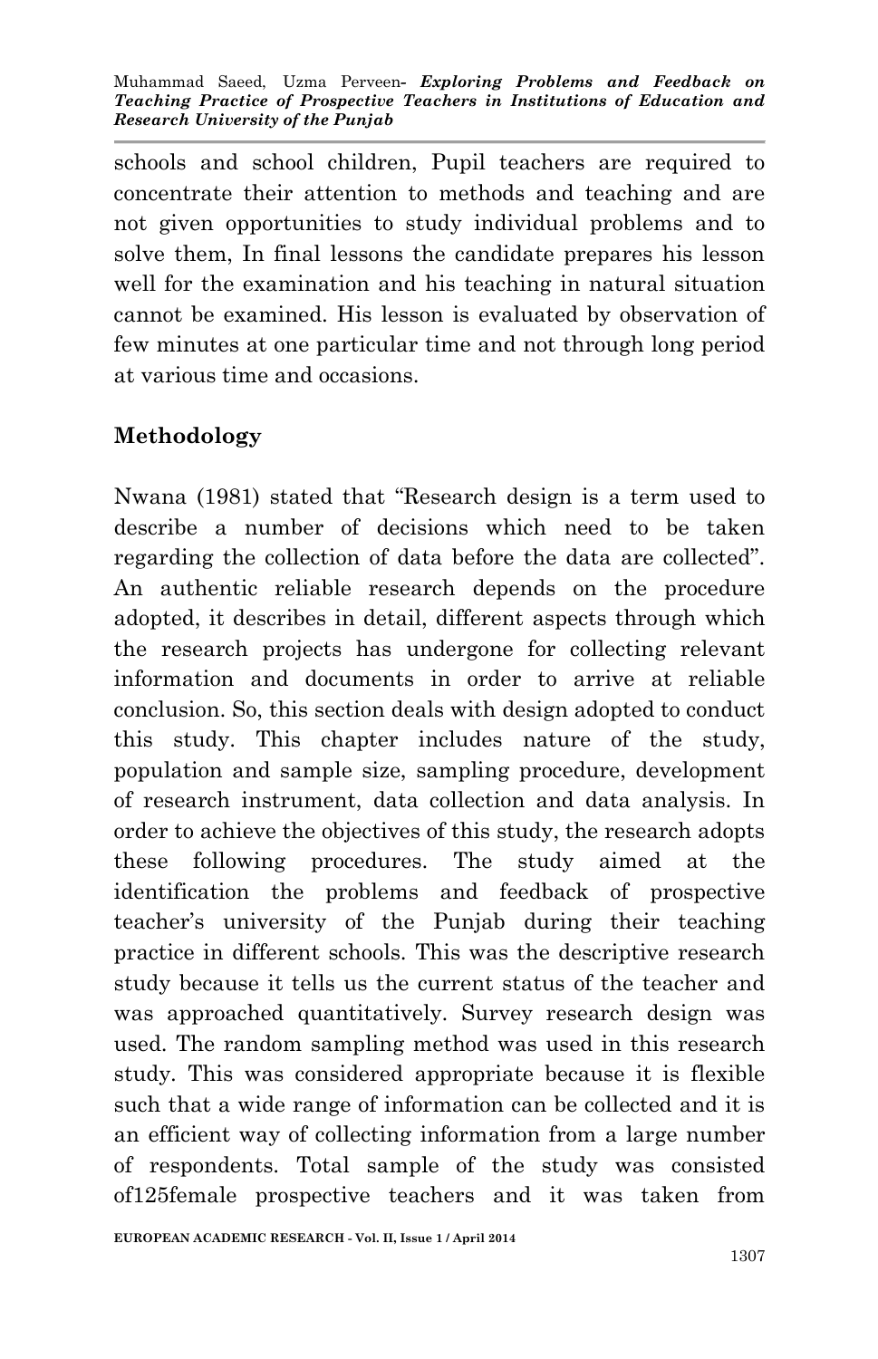schools and school children, Pupil teachers are required to concentrate their attention to methods and teaching and are not given opportunities to study individual problems and to solve them, In final lessons the candidate prepares his lesson well for the examination and his teaching in natural situation cannot be examined. His lesson is evaluated by observation of few minutes at one particular time and not through long period at various time and occasions.

## Methodology

Nwana (1981) stated that "Research design is a term used to describe a number of decisions which need to be taken regarding the collection of data before the data are collected". An authentic reliable research depends on the procedure adopted, it describes in detail, different aspects through which the research projects has undergone for collecting relevant information and documents in order to arrive at reliable conclusion. So, this section deals with design adopted to conduct this study. This chapter includes nature of the study, population and sample size, sampling procedure, development of research instrument, data collection and data analysis. In order to achieve the objectives of this study, the research adopts these following procedures. The study aimed at the identification the problems and feedback of prospective teacher's university of the Punjab during their teaching practice in different schools. This was the descriptive research study because it tells us the current status of the teacher and was approached quantitatively. Survey research design was used. The random sampling method was used in this research study. This was considered appropriate because it is flexible such that a wide range of information can be collected and it is an efficient way of collecting information from a large number of respondents. Total sample of the study was consisted of125female prospective teachers and it was taken from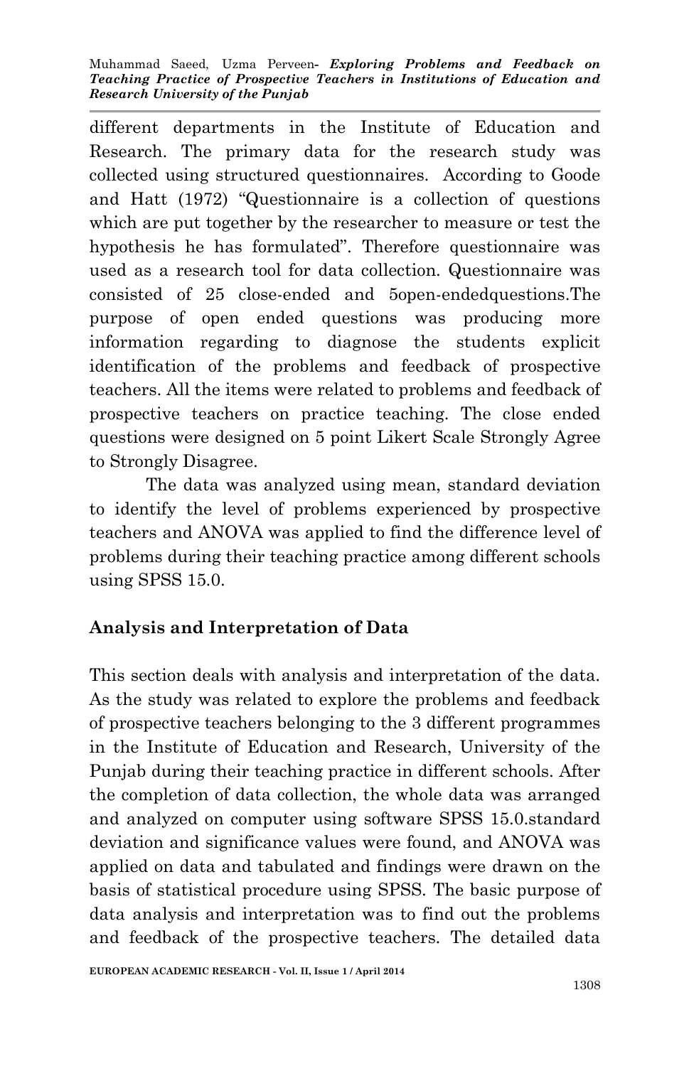different departments in the Institute of Education and Research. The primary data for the research study was collected using structured questionnaires. According to Goode and Hatt (1972) "Questionnaire is a collection of questions which are put together by the researcher to measure or test the hypothesis he has formulated". Therefore questionnaire was used as a research tool for data collection. Questionnaire was consisted of 25 close-ended and 5open-endedquestions.The purpose of open ended questions was producing more information regarding to diagnose the students explicit identification of the problems and feedback of prospective teachers. All the items were related to problems and feedback of prospective teachers on practice teaching. The close ended questions were designed on 5 point Likert Scale Strongly Agree to Strongly Disagree.

The data was analyzed using mean, standard deviation to identify the level of problems experienced by prospective teachers and ANOVA was applied to find the difference level of problems during their teaching practice among different schools using SPSS 15.0.

## Analysis and Interpretation of Data

This section deals with analysis and interpretation of the data. As the study was related to explore the problems and feedback of prospective teachers belonging to the 3 different programmes in the Institute of Education and Research, University of the Punjab during their teaching practice in different schools. After the completion of data collection, the whole data was arranged and analyzed on computer using software SPSS 15.0.standard deviation and significance values were found, and ANOVA was applied on data and tabulated and findings were drawn on the basis of statistical procedure using SPSS. The basic purpose of data analysis and interpretation was to find out the problems and feedback of the prospective teachers. The detailed data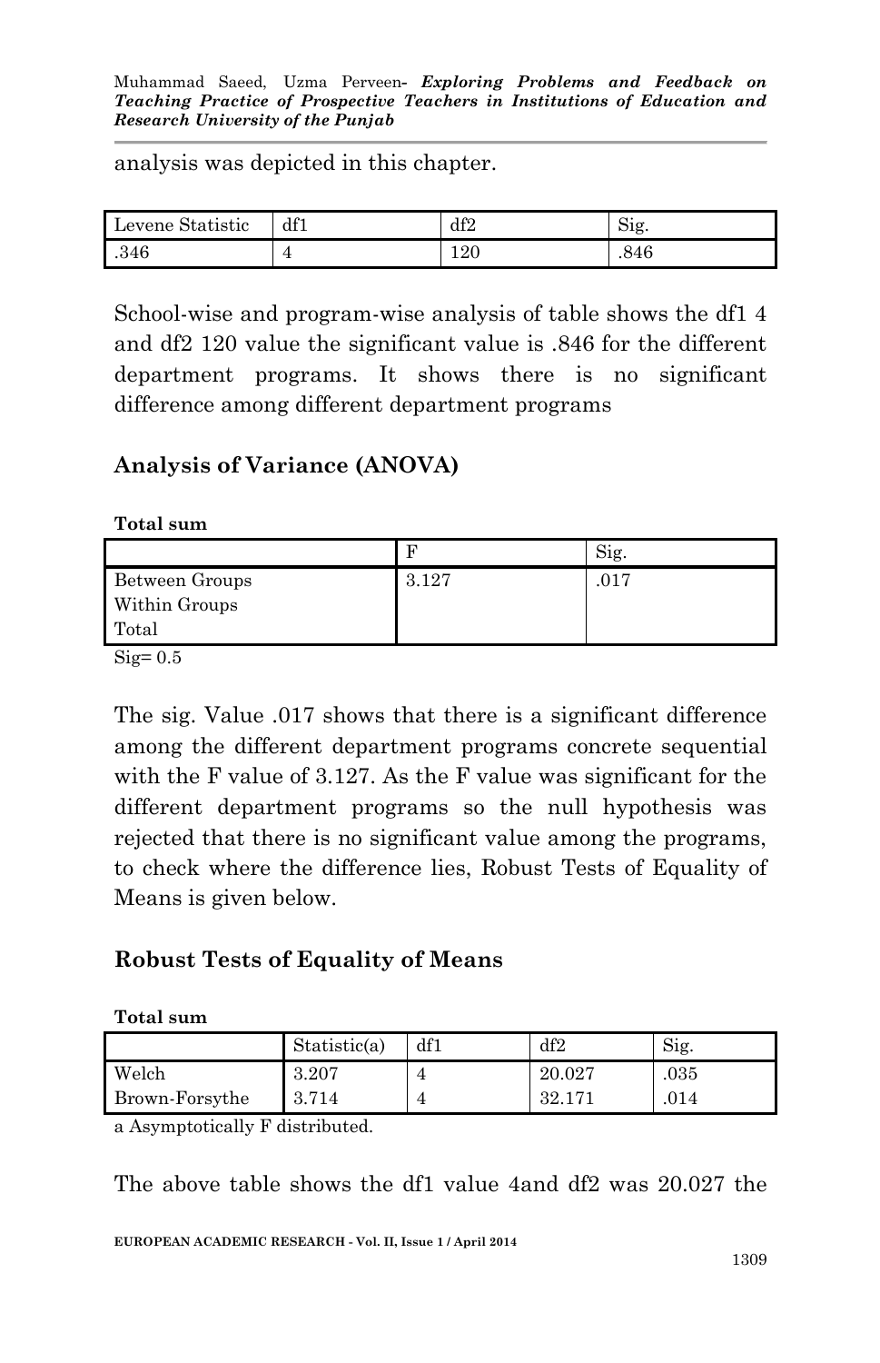analysis was depicted in this chapter.

| Levene Statistic | df1 | df2 | Sig. |
|---|---|---|---|
| .346 | 4 | 120 | .846 |

School-wise and program-wise analysis of table shows the df1 4 and df2 120 value the significant value is .846 for the different department programs. It shows there is no significant difference among different department programs

## Analysis of Variance (ANOVA)

**Total sum**

| | F | Sig. |
|---|---|---|
| Between Groups<br>Within Groups<br>Total | 3.127 | .017 |

Sig= 0.5

The sig. Value .017 shows that there is a significant difference among the different department programs concrete sequential with the F value of 3.127. As the F value was significant for the different department programs so the null hypothesis was rejected that there is no significant value among the programs, to check where the difference lies, Robust Tests of Equality of Means is given below.

## Robust Tests of Equality of Means

**Total sum**

| | Statistic(a) | df1 | df2 | Sig. |
|---|---|---|---|---|
| Welch | 3.207 | 4 | 20.027 | .035 |
| Brown-Forsythe | 3.714 | 4 | 32.171 | .014 |

a Asymptotically F distributed.

The above table shows the df1 value 4and df2 was 20.027 the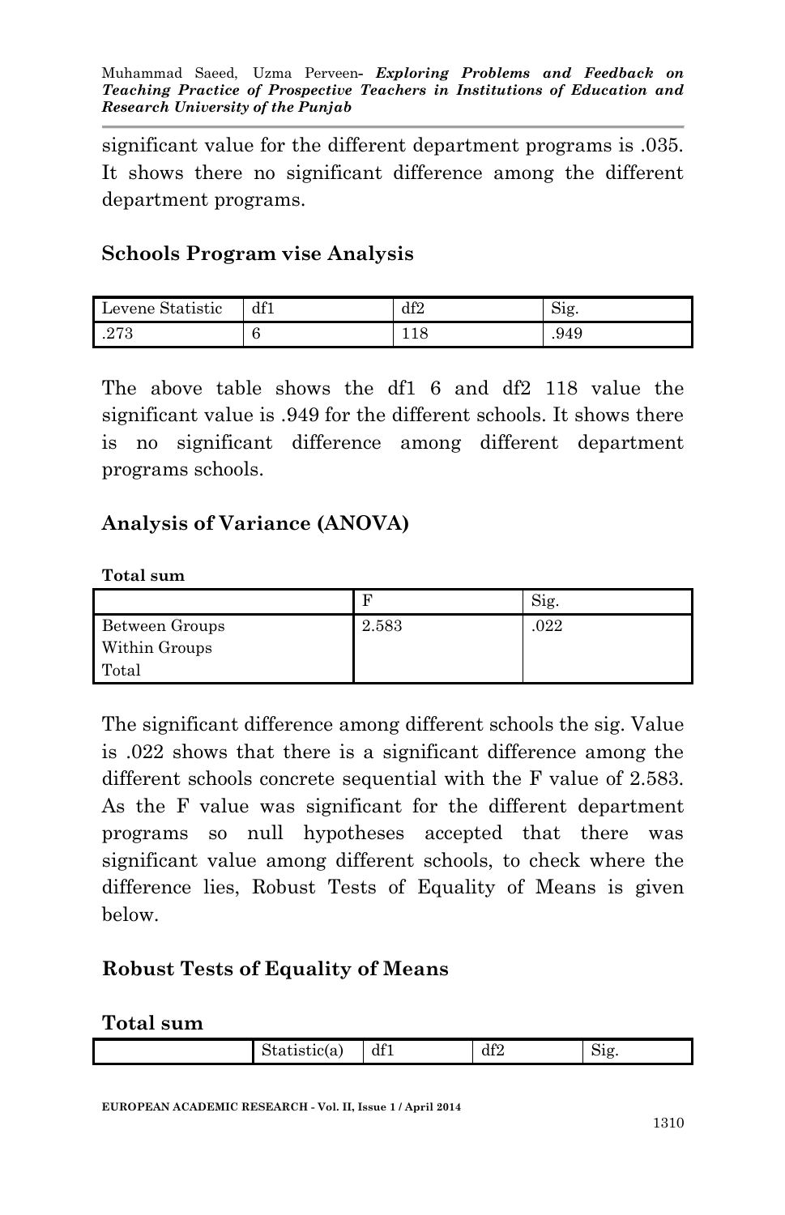significant value for the different department programs is .035. It shows there no significant difference among the different department programs.

## Schools Program vise Analysis

| Levene Statistic | df1 | df2 | Sig. |
|---|---|---|---|
| .273 | 6 | 118 | .949 |

The above table shows the df1 6 and df2 118 value the significant value is .949 for the different schools. It shows there is no significant difference among different department programs schools.

## Analysis of Variance (ANOVA)

**Total sum**

| | F | Sig. |
|---|---|---|
| Between Groups<br>Within Groups<br>Total | 2.583 | .022 |

The significant difference among different schools the sig. Value is .022 shows that there is a significant difference among the different schools concrete sequential with the F value of 2.583. As the F value was significant for the different department programs so null hypotheses accepted that there was significant value among different schools, to check where the difference lies, Robust Tests of Equality of Means is given below.

## Robust Tests of Equality of Means

**Total sum**

| | Statistic(a) | df1 | df2 | Sig. |
|---|---|---|---|---|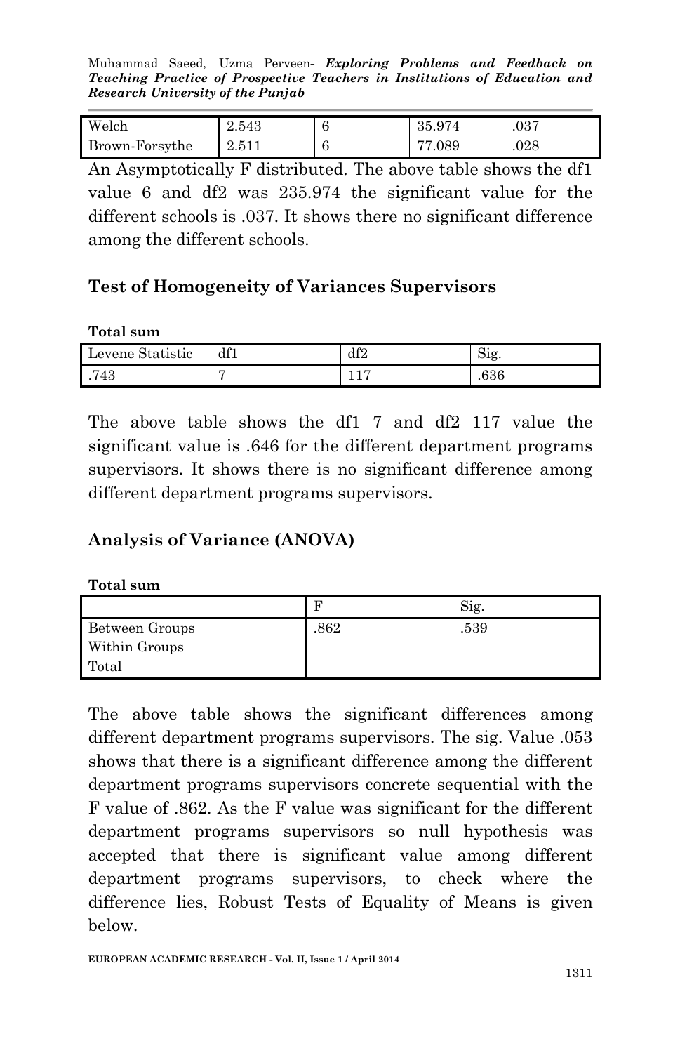| Welch | 2.543 | 6 | 35.974 | .037 |
|---|---|---|---|---|
| Brown-Forsythe | 2.511 | 6 | 77.089 | .028 |

An Asymptotically F distributed. The above table shows the df1 value 6 and df2 was 235.974 the significant value for the different schools is .037. It shows there no significant difference among the different schools.

### Test of Homogeneity of Variances Supervisors

**Total sum**

| Levene Statistic | df1 | df2 | Sig. |
|---|---|---|---|
| .743 | 7 | 117 | .636 |

The above table shows the df1 7 and df2 117 value the significant value is .646 for the different department programs supervisors. It shows there is no significant difference among different department programs supervisors.

### Analysis of Variance (ANOVA)

**Total sum**

| | F | Sig. |
|---|---|---|
| Between Groups<br>Within Groups<br>Total | .862 | .539 |

The above table shows the significant differences among different department programs supervisors. The sig. Value .053 shows that there is a significant difference among the different department programs supervisors concrete sequential with the F value of .862. As the F value was significant for the different department programs supervisors so null hypothesis was accepted that there is significant value among different department programs supervisors, to check where the difference lies, Robust Tests of Equality of Means is given below.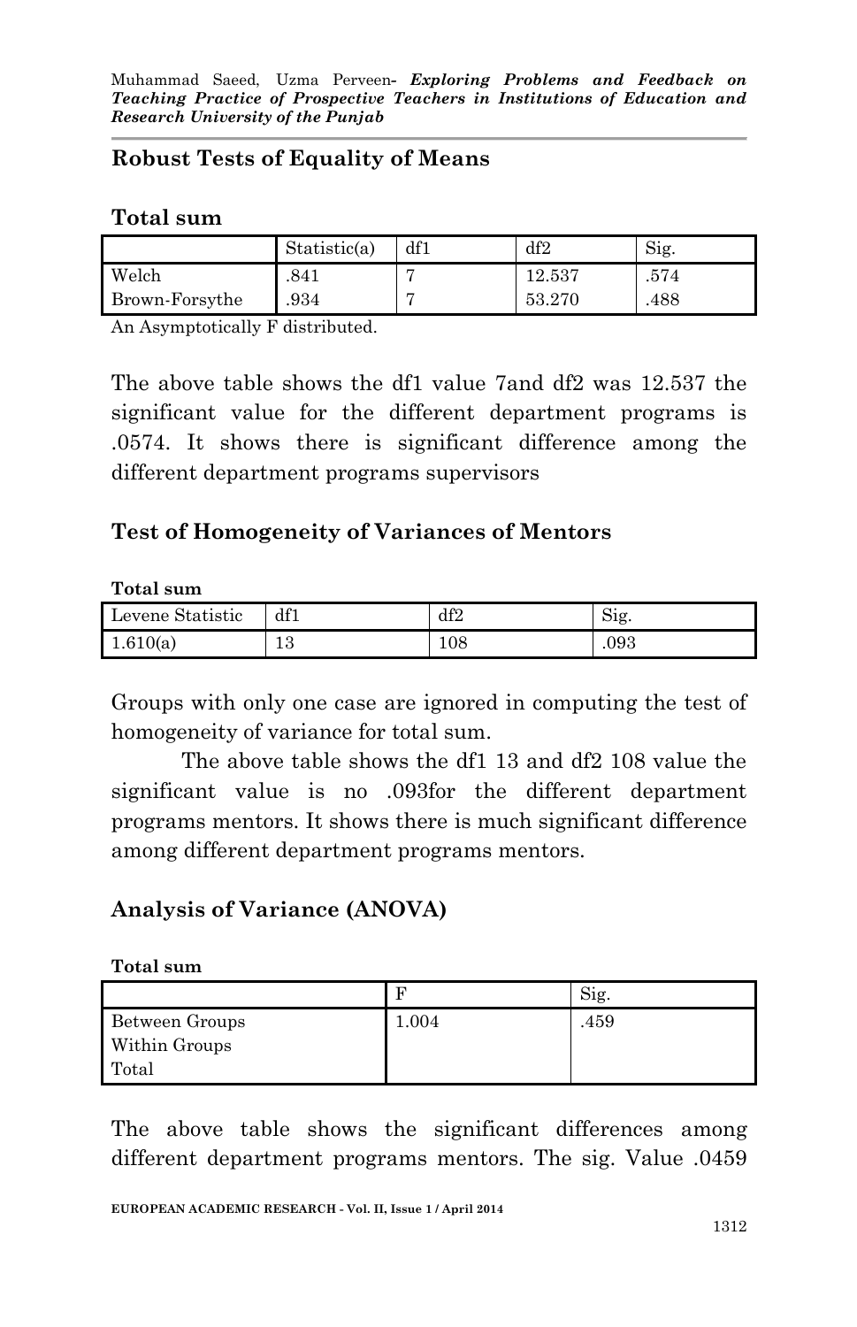### Robust Tests of Equality of Means

**Total sum**

| | Statistic(a) | df1 | df2 | Sig. |
|---|---|---|---|---|
| Welch | .841 | 7 | 12.537 | .574 |
| Brown-Forsythe | .934 | 7 | 53.270 | .488 |

An Asymptotically F distributed.

The above table shows the df1 value 7and df2 was 12.537 the significant value for the different department programs is .0574. It shows there is significant difference among the different department programs supervisors

### Test of Homogeneity of Variances of Mentors

**Total sum**

| Levene Statistic | df1 | df2 | Sig. |
|---|---|---|---|
| 1.610(a) | 13 | 108 | .093 |

Groups with only one case are ignored in computing the test of homogeneity of variance for total sum.

The above table shows the df1 13 and df2 108 value the significant value is no .093for the different department programs mentors. It shows there is much significant difference among different department programs mentors.

### Analysis of Variance (ANOVA)

**Total sum**

| | F | Sig. |
|---|---|---|
| Between Groups<br>Within Groups<br>Total | 1.004 | .459 |

The above table shows the significant differences among different department programs mentors. The sig. Value .0459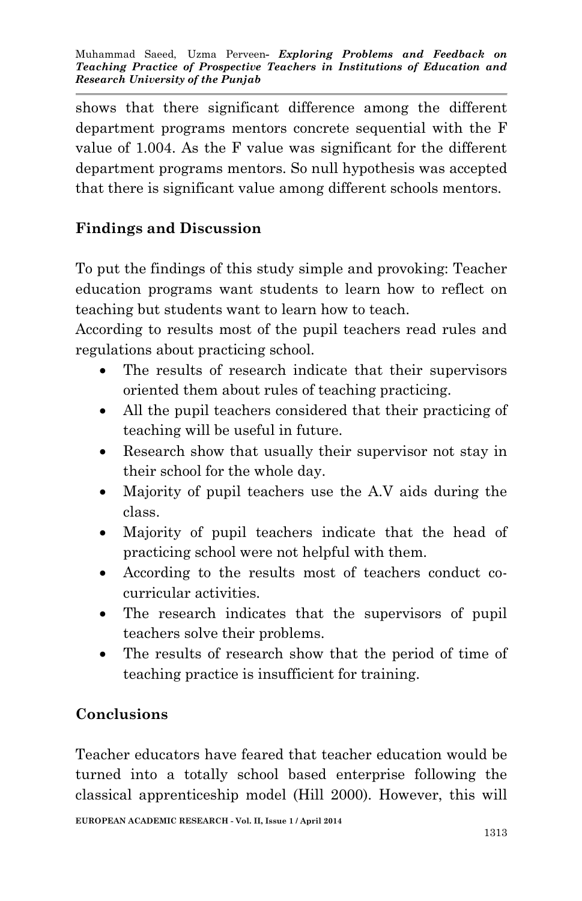shows that there significant difference among the different department programs mentors concrete sequential with the F value of 1.004. As the F value was significant for the different department programs mentors. So null hypothesis was accepted that there is significant value among different schools mentors.

## Findings and Discussion

To put the findings of this study simple and provoking: Teacher education programs want students to learn how to reflect on teaching but students want to learn how to teach.

According to results most of the pupil teachers read rules and regulations about practicing school.

- The results of research indicate that their supervisors oriented them about rules of teaching practicing.
- All the pupil teachers considered that their practicing of teaching will be useful in future.
- Research show that usually their supervisor not stay in their school for the whole day.
- Majority of pupil teachers use the A.V aids during the class.
- Majority of pupil teachers indicate that the head of practicing school were not helpful with them.
- According to the results most of teachers conduct co-curricular activities.
- The research indicates that the supervisors of pupil teachers solve their problems.
- The results of research show that the period of time of teaching practice is insufficient for training.

## Conclusions

Teacher educators have feared that teacher education would be turned into a totally school based enterprise following the classical apprenticeship model (Hill 2000). However, this will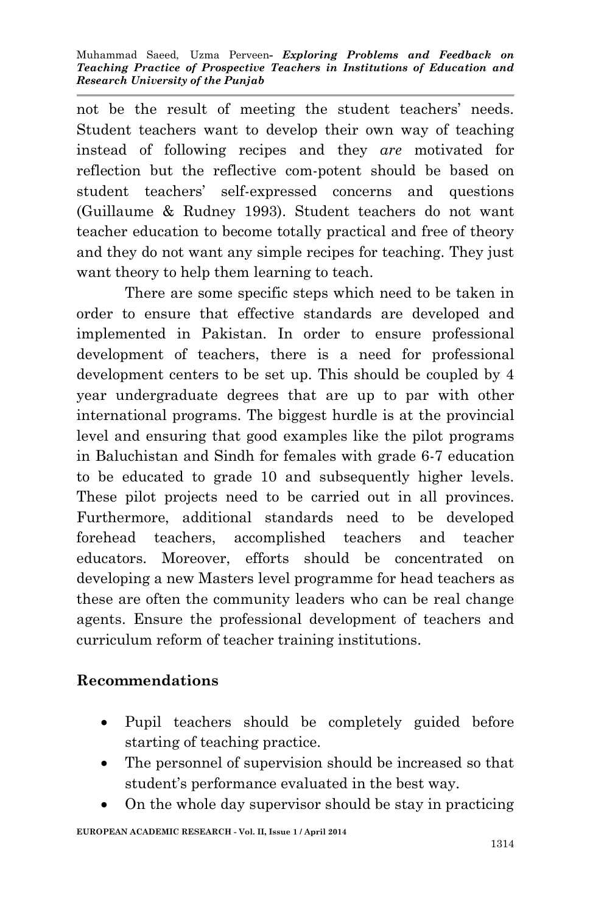not be the result of meeting the student teachers' needs. Student teachers want to develop their own way of teaching instead of following recipes and they *are* motivated for reflection but the reflective com-potent should be based on student teachers' self-expressed concerns and questions (Guillaume & Rudney 1993). Student teachers do not want teacher education to become totally practical and free of theory and they do not want any simple recipes for teaching. They just want theory to help them learning to teach.

There are some specific steps which need to be taken in order to ensure that effective standards are developed and implemented in Pakistan. In order to ensure professional development of teachers, there is a need for professional development centers to be set up. This should be coupled by 4 year undergraduate degrees that are up to par with other international programs. The biggest hurdle is at the provincial level and ensuring that good examples like the pilot programs in Baluchistan and Sindh for females with grade 6-7 education to be educated to grade 10 and subsequently higher levels. These pilot projects need to be carried out in all provinces. Furthermore, additional standards need to be developed forehead teachers, accomplished teachers and teacher educators. Moreover, efforts should be concentrated on developing a new Masters level programme for head teachers as these are often the community leaders who can be real change agents. Ensure the professional development of teachers and curriculum reform of teacher training institutions.

## Recommendations

- Pupil teachers should be completely guided before starting of teaching practice.
- The personnel of supervision should be increased so that student's performance evaluated in the best way.
- On the whole day supervisor should be stay in practicing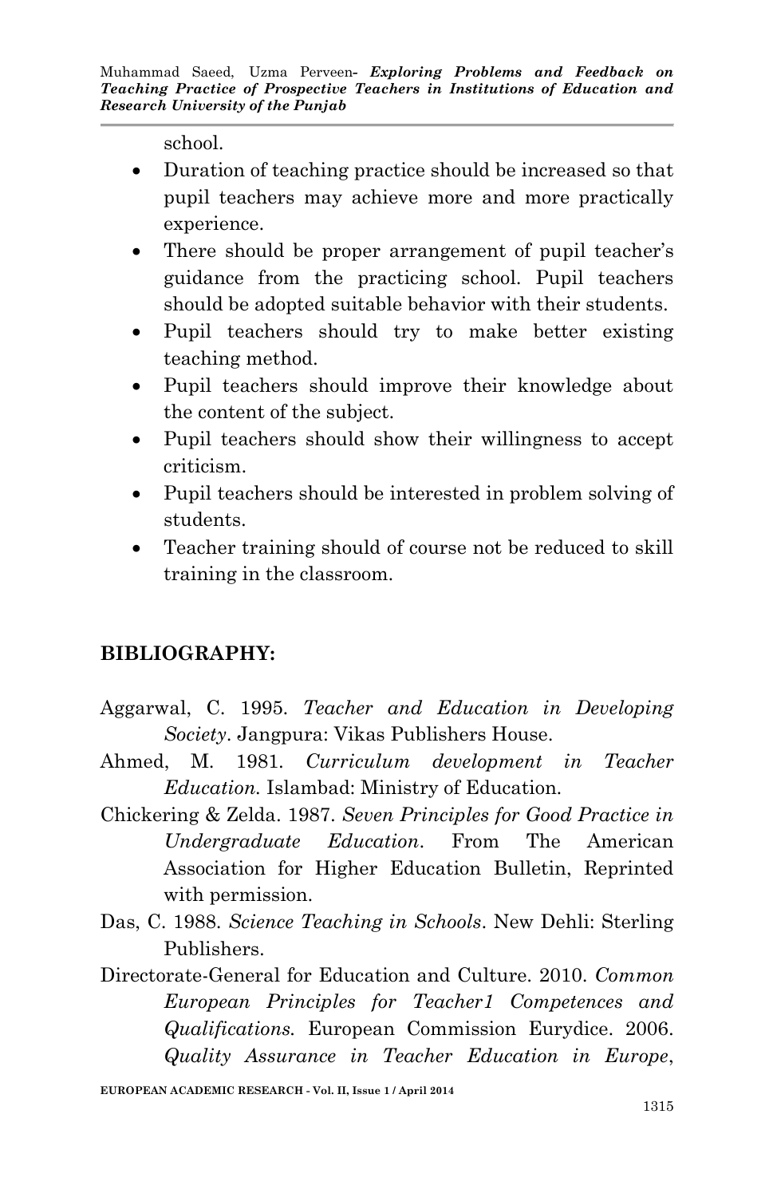school.

- Duration of teaching practice should be increased so that pupil teachers may achieve more and more practically experience.
- There should be proper arrangement of pupil teacher's guidance from the practicing school. Pupil teachers should be adopted suitable behavior with their students.
- Pupil teachers should try to make better existing teaching method.
- Pupil teachers should improve their knowledge about the content of the subject.
- Pupil teachers should show their willingness to accept criticism.
- Pupil teachers should be interested in problem solving of students.
- Teacher training should of course not be reduced to skill training in the classroom.

## BIBLIOGRAPHY:

Aggarwal, C. 1995. *Teacher and Education in Developing Society*. Jangpura: Vikas Publishers House.

Ahmed, M. 1981. *Curriculum development in Teacher Education.* Islambad: Ministry of Education.

Chickering & Zelda. 1987. *Seven Principles for Good Practice in Undergraduate Education*. From The American Association for Higher Education Bulletin, Reprinted with permission.

Das, C. 1988. *Science Teaching in Schools*. New Dehli: Sterling Publishers.

Directorate-General for Education and Culture. 2010. *Common European Principles for Teacher1 Competences and Qualifications.* European Commission Eurydice. 2006. *Quality Assurance in Teacher Education in Europe*,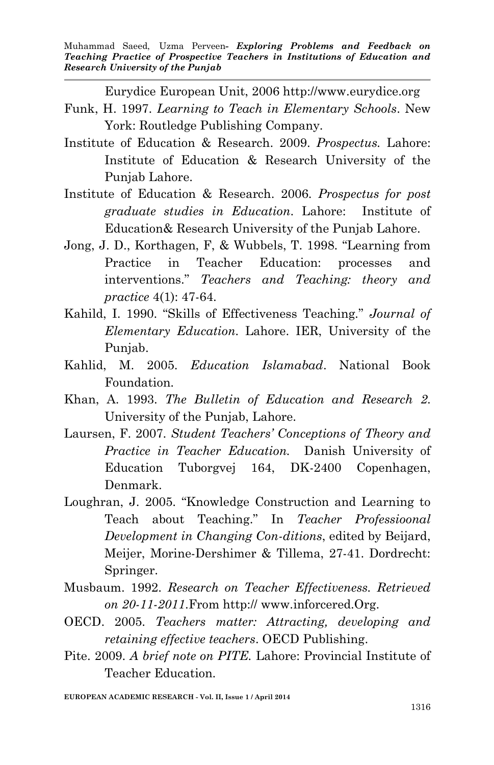Eurydice European Unit, 2006 http://www.eurydice.org

Funk, H. 1997. *Learning to Teach in Elementary Schools*. New York: Routledge Publishing Company.

Institute of Education & Research. 2009. *Prospectus.* Lahore: Institute of Education & Research University of the Punjab Lahore.

Institute of Education & Research. 2006. *Prospectus for post graduate studies in Education*. Lahore: Institute of Education& Research University of the Punjab Lahore.

Jong, J. D., Korthagen, F, & Wubbels, T. 1998. "Learning from Practice in Teacher Education: processes and interventions." *Teachers and Teaching: theory and practice* 4(1): 47-64.

Kahild, I. 1990. "Skills of Effectiveness Teaching." *Journal of Elementary Education.* Lahore. IER, University of the Punjab.

Kahlid, M. 2005. *Education Islamabad*. National Book Foundation.

Khan, A. 1993. *The Bulletin of Education and Research 2.* University of the Punjab, Lahore.

Laursen, F. 2007. *Student Teachers' Conceptions of Theory and Practice in Teacher Education.* Danish University of Education Tuborgvej 164, DK-2400 Copenhagen, Denmark.

Loughran, J. 2005. "Knowledge Construction and Learning to Teach about Teaching." In *Teacher Professioonal Development in Changing Con-ditions*, edited by Beijard, Meijer, Morine-Dershimer & Tillema, 27-41. Dordrecht: Springer.

Musbaum. 1992. *Research on Teacher Effectiveness. Retrieved on 20-11-2011*.From http:// www.inforcered.Org.

OECD. 2005. *Teachers matter: Attracting, developing and retaining effective teachers*. OECD Publishing.

Pite. 2009. *A brief note on PITE.* Lahore: Provincial Institute of Teacher Education.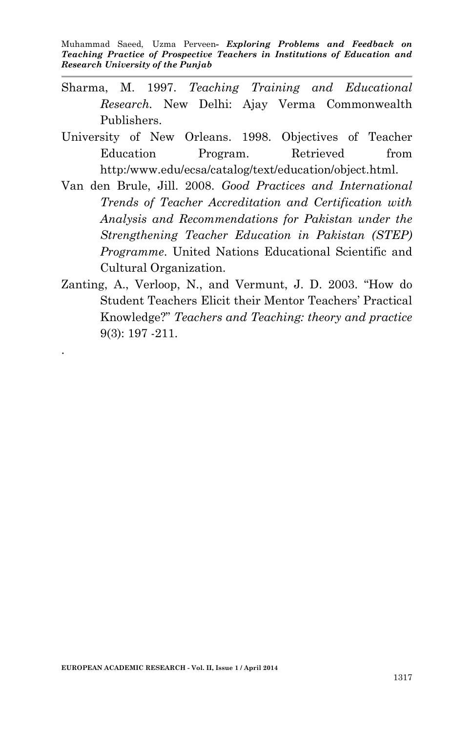Sharma, M. 1997. *Teaching Training and Educational Research.* New Delhi: Ajay Verma Commonwealth Publishers.

University of New Orleans. 1998. Objectives of Teacher Education Program. Retrieved from http:/www.edu/ecsa/catalog/text/education/object.html.

Van den Brule, Jill. 2008. *Good Practices and International Trends of Teacher Accreditation and Certification with Analysis and Recommendations for Pakistan under the Strengthening Teacher Education in Pakistan (STEP) Programme*. United Nations Educational Scientific and Cultural Organization.

Zanting, A., Verloop, N., and Vermunt, J. D. 2003. "How do Student Teachers Elicit their Mentor Teachers' Practical Knowledge?" *Teachers and Teaching: theory and practice* 9(3): 197 -211.

.